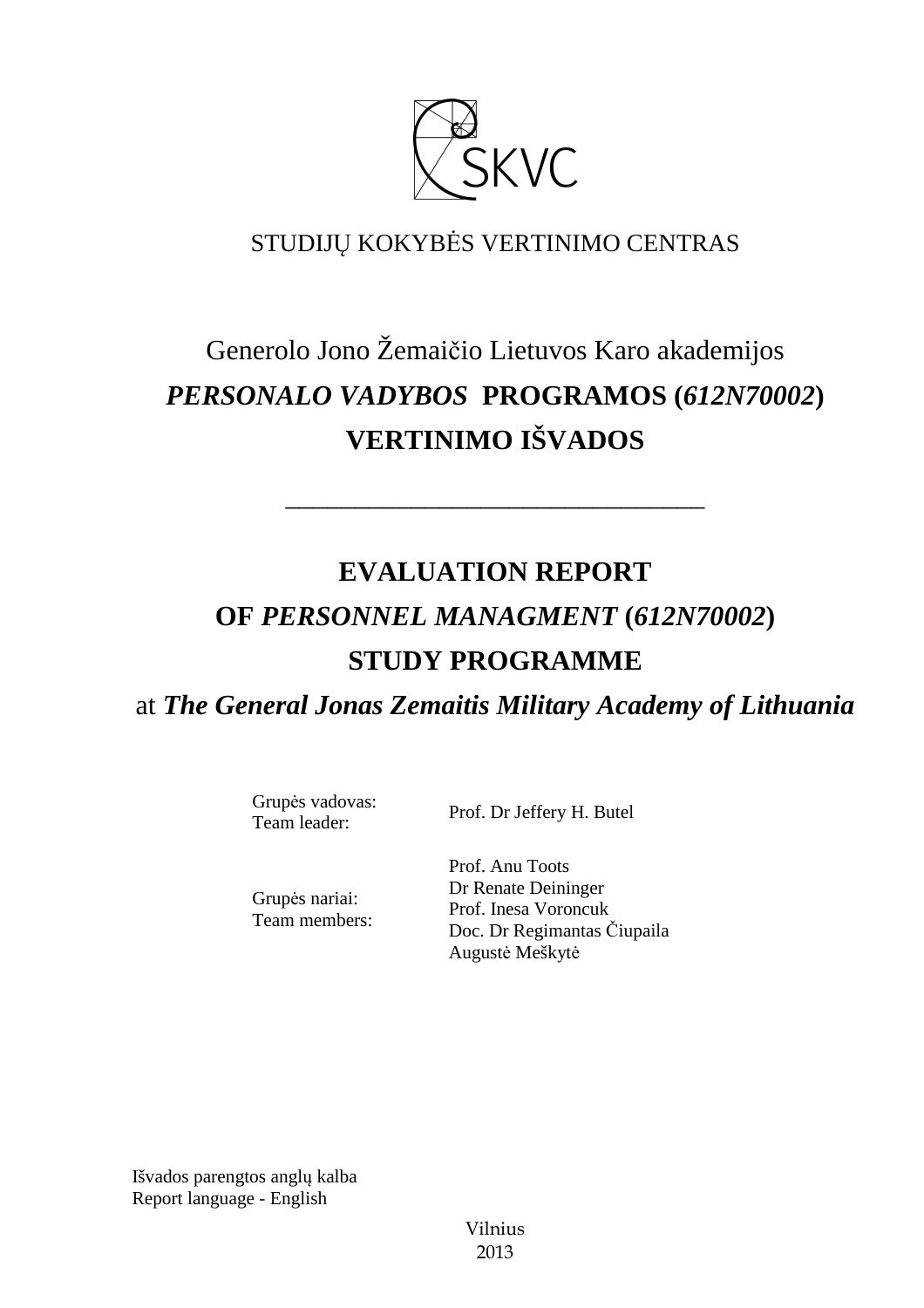SKVC

STUDIJŲ KOKYBĖS VERTINIMO CENTRAS

# Generolo Jono Žemaičio Lietuvos Karo akademijos *PERSONALO VADYBOS* PROGRAMOS (*612N70002*) VERTINIMO IŠVADOS

---

# EVALUATION REPORT OF *PERSONNEL MANAGMENT* (*612N70002*) STUDY PROGRAMME

at ***The General Jonas Zemaitis Military Academy of Lithuania***

| | |
|---|---|
| Grupės vadovas:<br>Team leader: | Prof. Dr Jeffery H. Butel |
| Grupės nariai:<br>Team members: | Prof. Anu Toots<br>Dr Renate Deininger<br>Prof. Inesa Voroncuk<br>Doc. Dr Regimantas Čiupaila<br>Augustė Meškytė |

Išvados parengtos anglų kalba
Report language - English

Vilnius
2013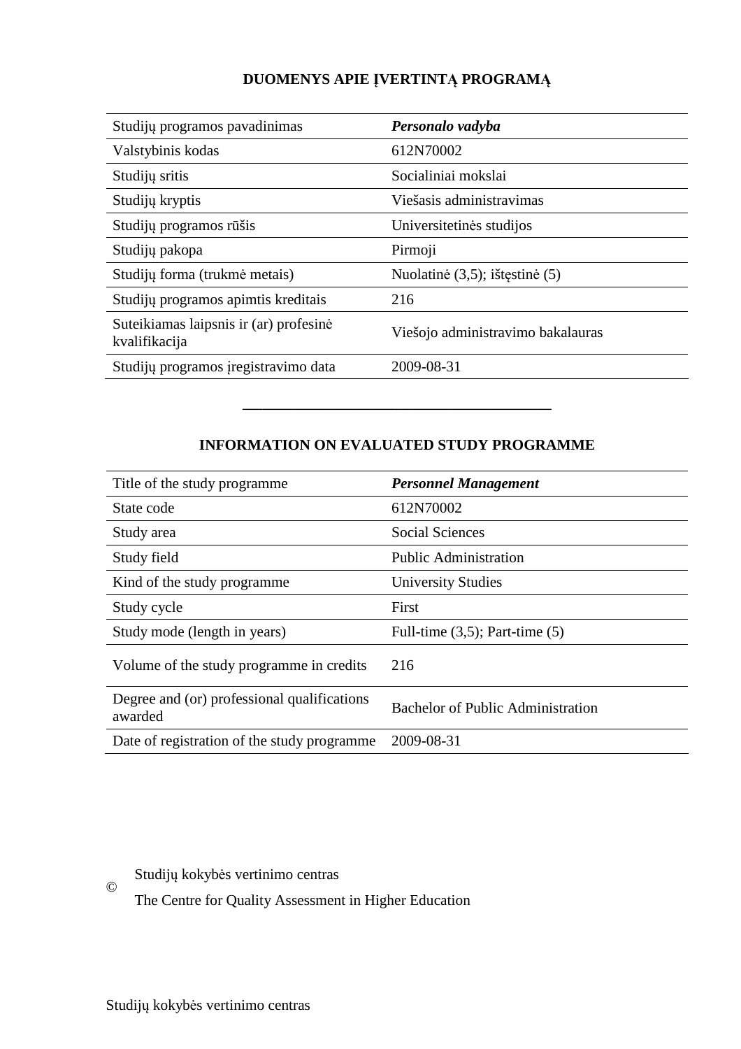## DUOMENYS APIE ĮVERTINTĄ PROGRAMĄ

| | |
|---|---|
| Studijų programos pavadinimas | ***Personalo vadyba*** |
| Valstybinis kodas | 612N70002 |
| Studijų sritis | Socialiniai mokslai |
| Studijų kryptis | Viešasis administravimas |
| Studijų programos rūšis | Universitetinės studijos |
| Studijų pakopa | Pirmoji |
| Studijų forma (trukmė metais) | Nuolatinė (3,5); ištęstinė (5) |
| Studijų programos apimtis kreditais | 216 |
| Suteikiamas laipsnis ir (ar) profesinė kvalifikacija | Viešojo administravimo bakalauras |
| Studijų programos įregistravimo data | 2009-08-31 |

---

## INFORMATION ON EVALUATED STUDY PROGRAMME

| | |
|---|---|
| Title of the study programme | ***Personnel Management*** |
| State code | 612N70002 |
| Study area | Social Sciences |
| Study field | Public Administration |
| Kind of the study programme | University Studies |
| Study cycle | First |
| Study mode (length in years) | Full-time (3,5); Part-time (5) |
| Volume of the study programme in credits | 216 |
| Degree and (or) professional qualifications awarded | Bachelor of Public Administration |
| Date of registration of the study programme | 2009-08-31 |

© Studijų kokybės vertinimo centras

The Centre for Quality Assessment in Higher Education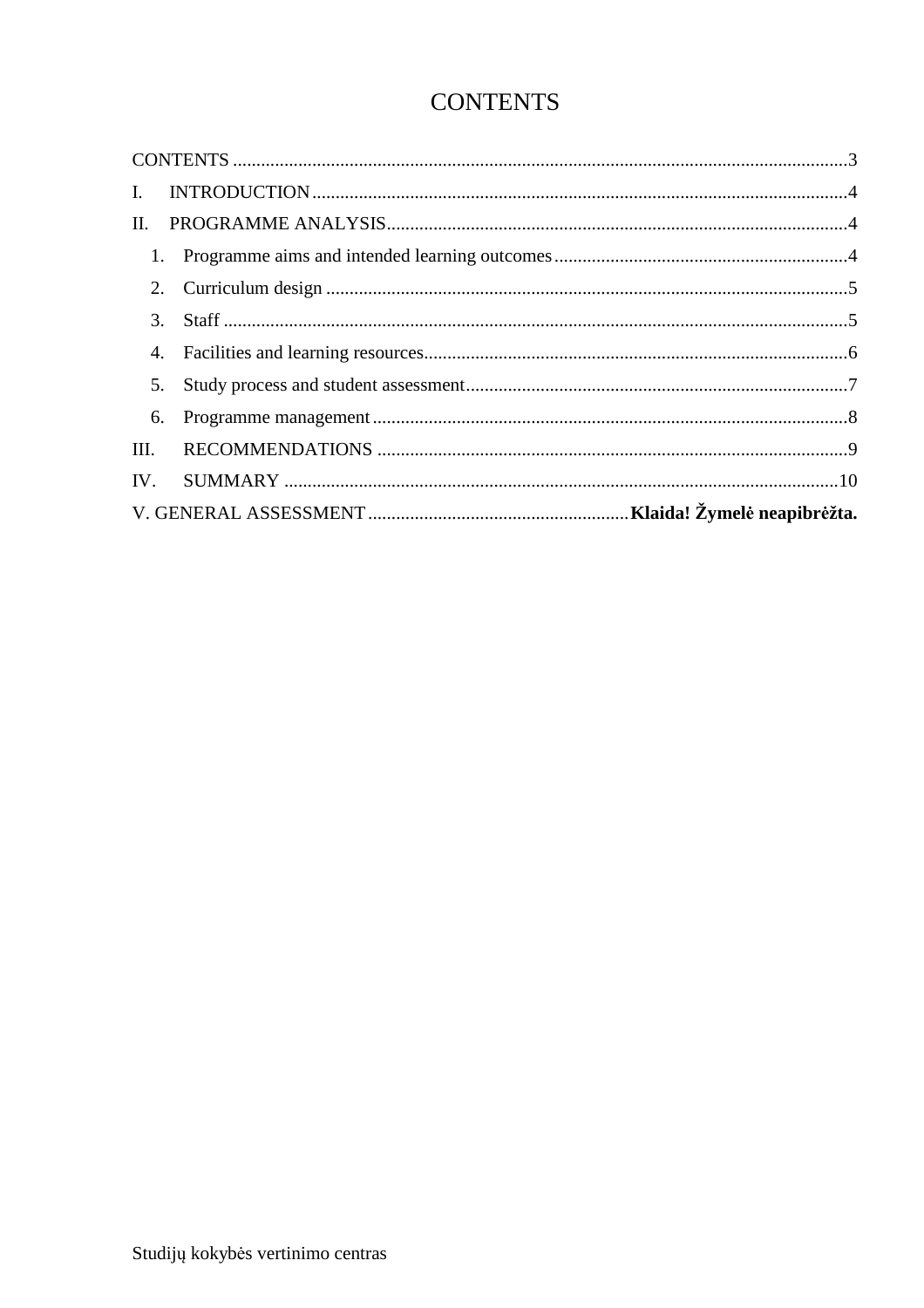# CONTENTS

CONTENTS ....................................................................................................................3

I. INTRODUCTION ....................................................................................................4

II. PROGRAMME ANALYSIS ...................................................................................4

1. Programme aims and intended learning outcomes ..............................................4
2. Curriculum design ...............................................................................................5
3. Staff .......................................................................................................................5
4. Facilities and learning resources ..........................................................................6
5. Study process and student assessment .................................................................7
6. Programme management .....................................................................................8

III. RECOMMENDATIONS .......................................................................................9

IV. SUMMARY .........................................................................................................10

V. GENERAL ASSESSMENT ........................................................**Klaida! Žymelė neapibrėžta.**

Studijų kokybės vertinimo centras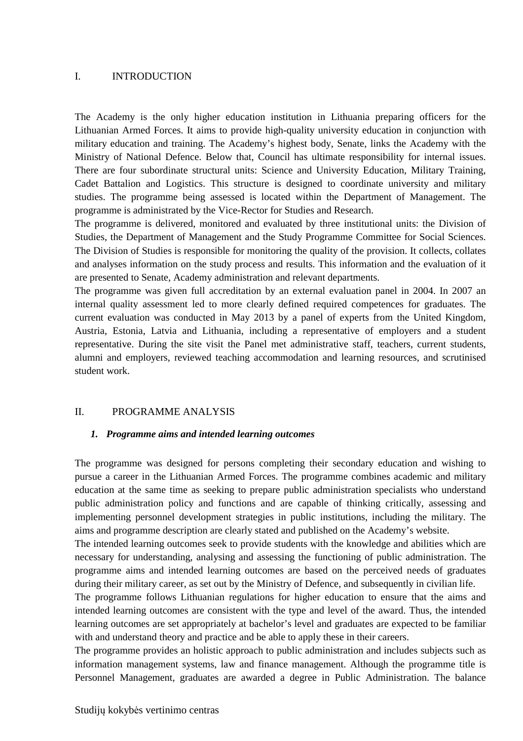## I. INTRODUCTION

The Academy is the only higher education institution in Lithuania preparing officers for the Lithuanian Armed Forces. It aims to provide high-quality university education in conjunction with military education and training. The Academy's highest body, Senate, links the Academy with the Ministry of National Defence. Below that, Council has ultimate responsibility for internal issues. There are four subordinate structural units: Science and University Education, Military Training, Cadet Battalion and Logistics. This structure is designed to coordinate university and military studies. The programme being assessed is located within the Department of Management. The programme is administrated by the Vice-Rector for Studies and Research.

The programme is delivered, monitored and evaluated by three institutional units: the Division of Studies, the Department of Management and the Study Programme Committee for Social Sciences. The Division of Studies is responsible for monitoring the quality of the provision. It collects, collates and analyses information on the study process and results. This information and the evaluation of it are presented to Senate, Academy administration and relevant departments.

The programme was given full accreditation by an external evaluation panel in 2004. In 2007 an internal quality assessment led to more clearly defined required competences for graduates. The current evaluation was conducted in May 2013 by a panel of experts from the United Kingdom, Austria, Estonia, Latvia and Lithuania, including a representative of employers and a student representative. During the site visit the Panel met administrative staff, teachers, current students, alumni and employers, reviewed teaching accommodation and learning resources, and scrutinised student work.

## II. PROGRAMME ANALYSIS

### *1. Programme aims and intended learning outcomes*

The programme was designed for persons completing their secondary education and wishing to pursue a career in the Lithuanian Armed Forces. The programme combines academic and military education at the same time as seeking to prepare public administration specialists who understand public administration policy and functions and are capable of thinking critically, assessing and implementing personnel development strategies in public institutions, including the military. The aims and programme description are clearly stated and published on the Academy's website.

The intended learning outcomes seek to provide students with the knowledge and abilities which are necessary for understanding, analysing and assessing the functioning of public administration. The programme aims and intended learning outcomes are based on the perceived needs of graduates during their military career, as set out by the Ministry of Defence, and subsequently in civilian life.

The programme follows Lithuanian regulations for higher education to ensure that the aims and intended learning outcomes are consistent with the type and level of the award. Thus, the intended learning outcomes are set appropriately at bachelor's level and graduates are expected to be familiar with and understand theory and practice and be able to apply these in their careers.

The programme provides an holistic approach to public administration and includes subjects such as information management systems, law and finance management. Although the programme title is Personnel Management, graduates are awarded a degree in Public Administration. The balance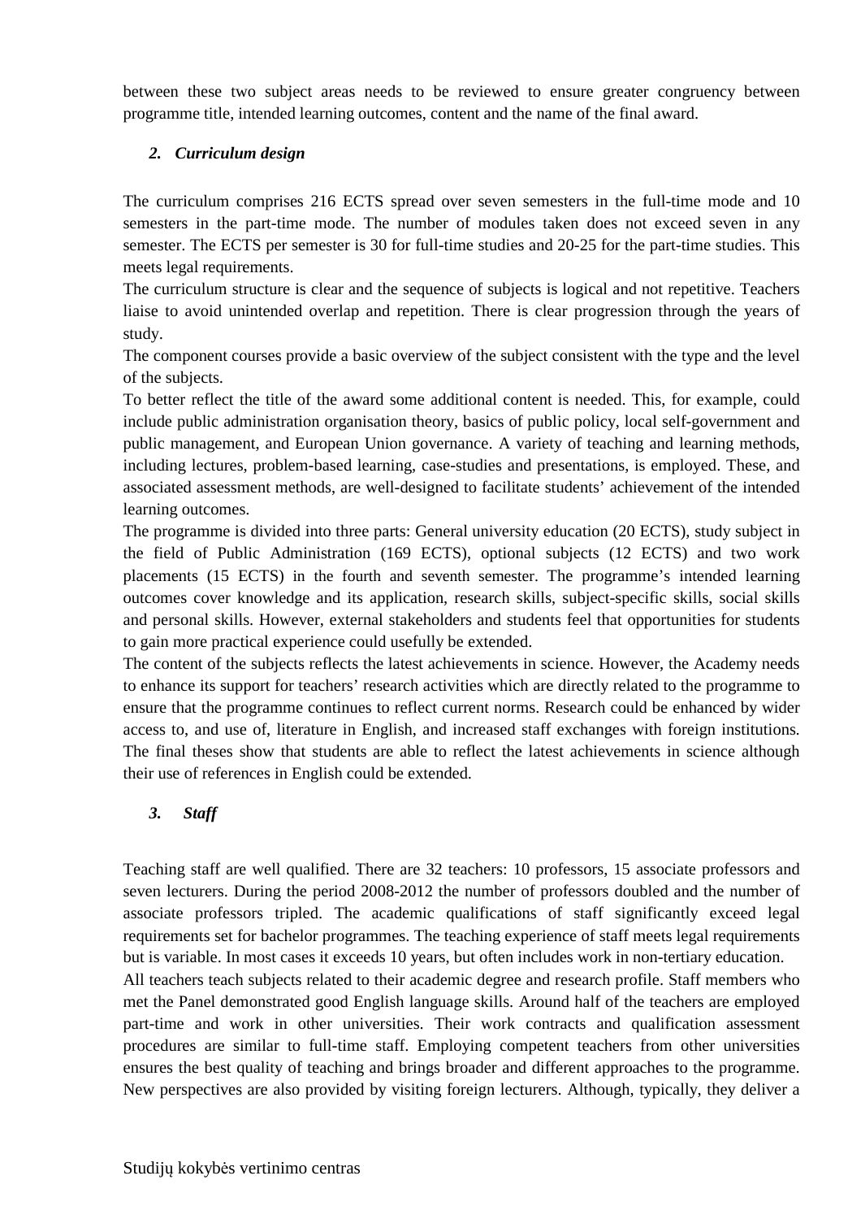between these two subject areas needs to be reviewed to ensure greater congruency between programme title, intended learning outcomes, content and the name of the final award.

### *2. Curriculum design*

The curriculum comprises 216 ECTS spread over seven semesters in the full-time mode and 10 semesters in the part-time mode. The number of modules taken does not exceed seven in any semester. The ECTS per semester is 30 for full-time studies and 20-25 for the part-time studies. This meets legal requirements.

The curriculum structure is clear and the sequence of subjects is logical and not repetitive. Teachers liaise to avoid unintended overlap and repetition. There is clear progression through the years of study.

The component courses provide a basic overview of the subject consistent with the type and the level of the subjects.

To better reflect the title of the award some additional content is needed. This, for example, could include public administration organisation theory, basics of public policy, local self-government and public management, and European Union governance. A variety of teaching and learning methods, including lectures, problem-based learning, case-studies and presentations, is employed. These, and associated assessment methods, are well-designed to facilitate students' achievement of the intended learning outcomes.

The programme is divided into three parts: General university education (20 ECTS), study subject in the field of Public Administration (169 ECTS), optional subjects (12 ECTS) and two work placements (15 ECTS) in the fourth and seventh semester. The programme's intended learning outcomes cover knowledge and its application, research skills, subject-specific skills, social skills and personal skills. However, external stakeholders and students feel that opportunities for students to gain more practical experience could usefully be extended.

The content of the subjects reflects the latest achievements in science. However, the Academy needs to enhance its support for teachers' research activities which are directly related to the programme to ensure that the programme continues to reflect current norms. Research could be enhanced by wider access to, and use of, literature in English, and increased staff exchanges with foreign institutions. The final theses show that students are able to reflect the latest achievements in science although their use of references in English could be extended.

### *3. Staff*

Teaching staff are well qualified. There are 32 teachers: 10 professors, 15 associate professors and seven lecturers. During the period 2008-2012 the number of professors doubled and the number of associate professors tripled. The academic qualifications of staff significantly exceed legal requirements set for bachelor programmes. The teaching experience of staff meets legal requirements but is variable. In most cases it exceeds 10 years, but often includes work in non-tertiary education.

All teachers teach subjects related to their academic degree and research profile. Staff members who met the Panel demonstrated good English language skills. Around half of the teachers are employed part-time and work in other universities. Their work contracts and qualification assessment procedures are similar to full-time staff. Employing competent teachers from other universities ensures the best quality of teaching and brings broader and different approaches to the programme. New perspectives are also provided by visiting foreign lecturers. Although, typically, they deliver a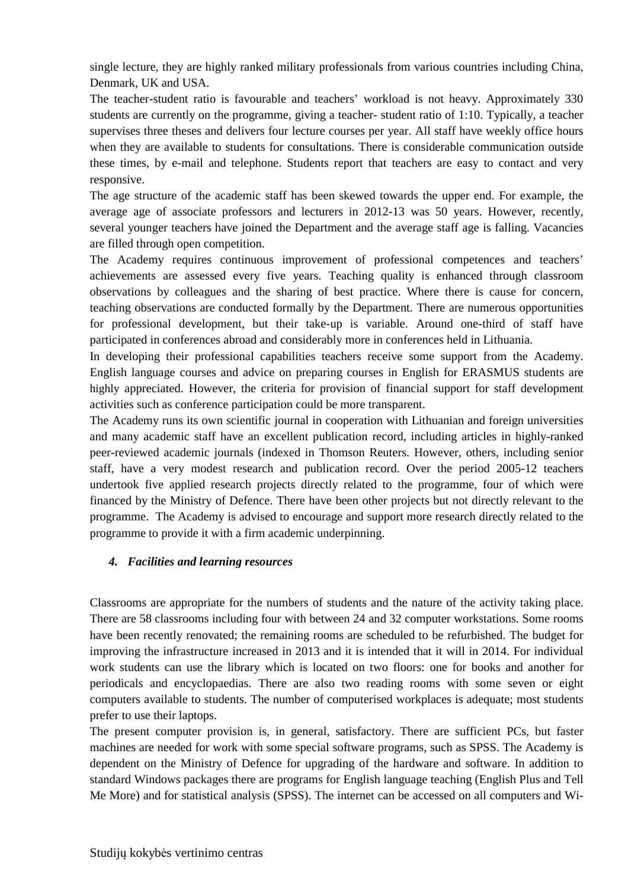single lecture, they are highly ranked military professionals from various countries including China, Denmark, UK and USA.

The teacher-student ratio is favourable and teachers' workload is not heavy. Approximately 330 students are currently on the programme, giving a teacher- student ratio of 1:10. Typically, a teacher supervises three theses and delivers four lecture courses per year. All staff have weekly office hours when they are available to students for consultations. There is considerable communication outside these times, by e-mail and telephone. Students report that teachers are easy to contact and very responsive.

The age structure of the academic staff has been skewed towards the upper end. For example, the average age of associate professors and lecturers in 2012-13 was 50 years. However, recently, several younger teachers have joined the Department and the average staff age is falling. Vacancies are filled through open competition.

The Academy requires continuous improvement of professional competences and teachers' achievements are assessed every five years. Teaching quality is enhanced through classroom observations by colleagues and the sharing of best practice. Where there is cause for concern, teaching observations are conducted formally by the Department. There are numerous opportunities for professional development, but their take-up is variable. Around one-third of staff have participated in conferences abroad and considerably more in conferences held in Lithuania.

In developing their professional capabilities teachers receive some support from the Academy. English language courses and advice on preparing courses in English for ERASMUS students are highly appreciated. However, the criteria for provision of financial support for staff development activities such as conference participation could be more transparent.

The Academy runs its own scientific journal in cooperation with Lithuanian and foreign universities and many academic staff have an excellent publication record, including articles in highly-ranked peer-reviewed academic journals (indexed in Thomson Reuters. However, others, including senior staff, have a very modest research and publication record. Over the period 2005-12 teachers undertook five applied research projects directly related to the programme, four of which were financed by the Ministry of Defence. There have been other projects but not directly relevant to the programme. The Academy is advised to encourage and support more research directly related to the programme to provide it with a firm academic underpinning.

### *4. Facilities and learning resources*

Classrooms are appropriate for the numbers of students and the nature of the activity taking place. There are 58 classrooms including four with between 24 and 32 computer workstations. Some rooms have been recently renovated; the remaining rooms are scheduled to be refurbished. The budget for improving the infrastructure increased in 2013 and it is intended that it will in 2014. For individual work students can use the library which is located on two floors: one for books and another for periodicals and encyclopaedias. There are also two reading rooms with some seven or eight computers available to students. The number of computerised workplaces is adequate; most students prefer to use their laptops.

The present computer provision is, in general, satisfactory. There are sufficient PCs, but faster machines are needed for work with some special software programs, such as SPSS. The Academy is dependent on the Ministry of Defence for upgrading of the hardware and software. In addition to standard Windows packages there are programs for English language teaching (English Plus and Tell Me More) and for statistical analysis (SPSS). The internet can be accessed on all computers and Wi-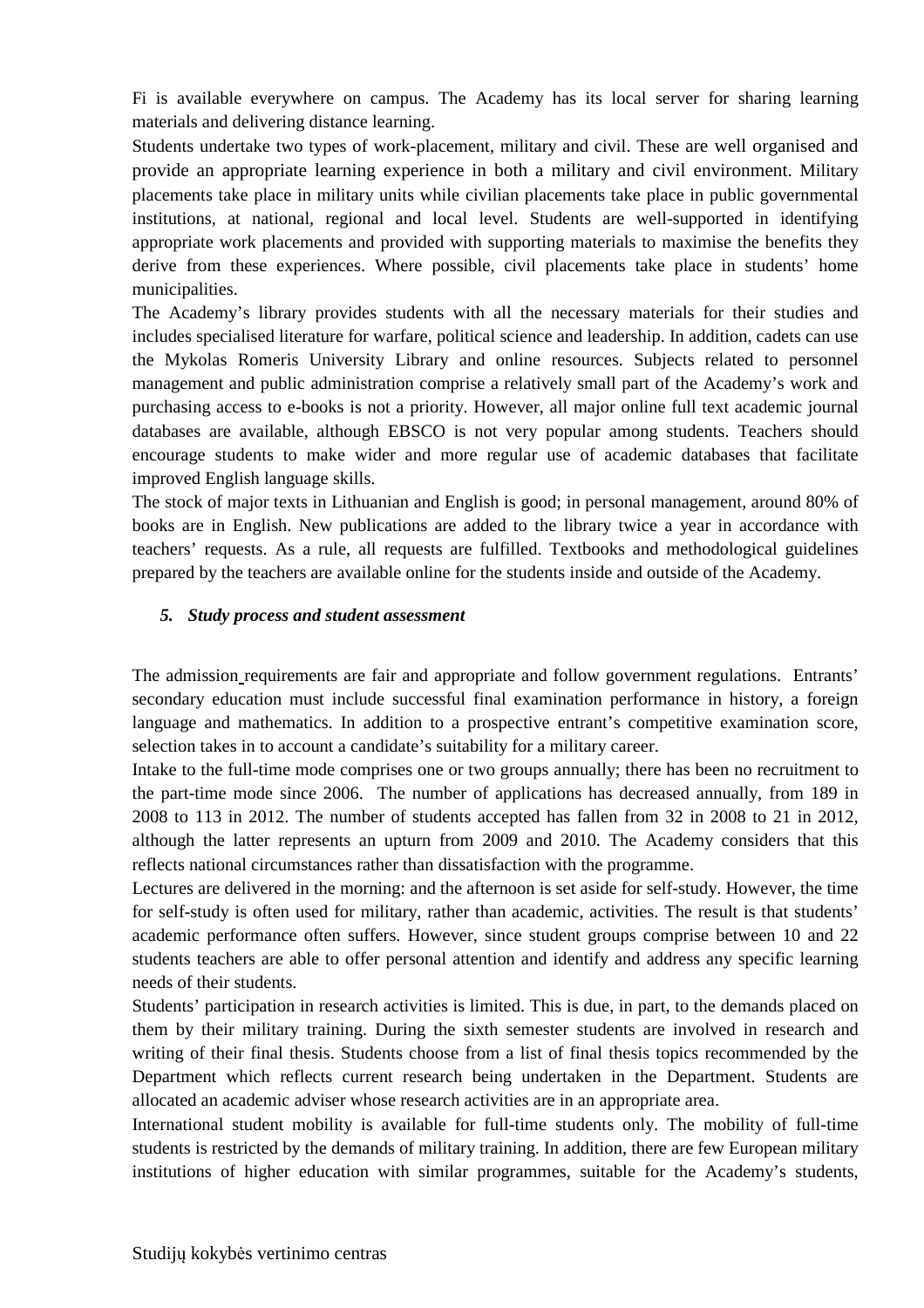Fi is available everywhere on campus. The Academy has its local server for sharing learning materials and delivering distance learning.

Students undertake two types of work-placement, military and civil. These are well organised and provide an appropriate learning experience in both a military and civil environment. Military placements take place in military units while civilian placements take place in public governmental institutions, at national, regional and local level. Students are well-supported in identifying appropriate work placements and provided with supporting materials to maximise the benefits they derive from these experiences. Where possible, civil placements take place in students' home municipalities.

The Academy's library provides students with all the necessary materials for their studies and includes specialised literature for warfare, political science and leadership. In addition, cadets can use the Mykolas Romeris University Library and online resources. Subjects related to personnel management and public administration comprise a relatively small part of the Academy's work and purchasing access to e-books is not a priority. However, all major online full text academic journal databases are available, although EBSCO is not very popular among students. Teachers should encourage students to make wider and more regular use of academic databases that facilitate improved English language skills.

The stock of major texts in Lithuanian and English is good; in personal management, around 80% of books are in English. New publications are added to the library twice a year in accordance with teachers' requests. As a rule, all requests are fulfilled. Textbooks and methodological guidelines prepared by the teachers are available online for the students inside and outside of the Academy.

### *5. Study process and student assessment*

The admission requirements are fair and appropriate and follow government regulations. Entrants' secondary education must include successful final examination performance in history, a foreign language and mathematics. In addition to a prospective entrant's competitive examination score, selection takes in to account a candidate's suitability for a military career.

Intake to the full-time mode comprises one or two groups annually; there has been no recruitment to the part-time mode since 2006. The number of applications has decreased annually, from 189 in 2008 to 113 in 2012. The number of students accepted has fallen from 32 in 2008 to 21 in 2012, although the latter represents an upturn from 2009 and 2010. The Academy considers that this reflects national circumstances rather than dissatisfaction with the programme.

Lectures are delivered in the morning: and the afternoon is set aside for self-study. However, the time for self-study is often used for military, rather than academic, activities. The result is that students' academic performance often suffers. However, since student groups comprise between 10 and 22 students teachers are able to offer personal attention and identify and address any specific learning needs of their students.

Students' participation in research activities is limited. This is due, in part, to the demands placed on them by their military training. During the sixth semester students are involved in research and writing of their final thesis. Students choose from a list of final thesis topics recommended by the Department which reflects current research being undertaken in the Department. Students are allocated an academic adviser whose research activities are in an appropriate area.

International student mobility is available for full-time students only. The mobility of full-time students is restricted by the demands of military training. In addition, there are few European military institutions of higher education with similar programmes, suitable for the Academy's students,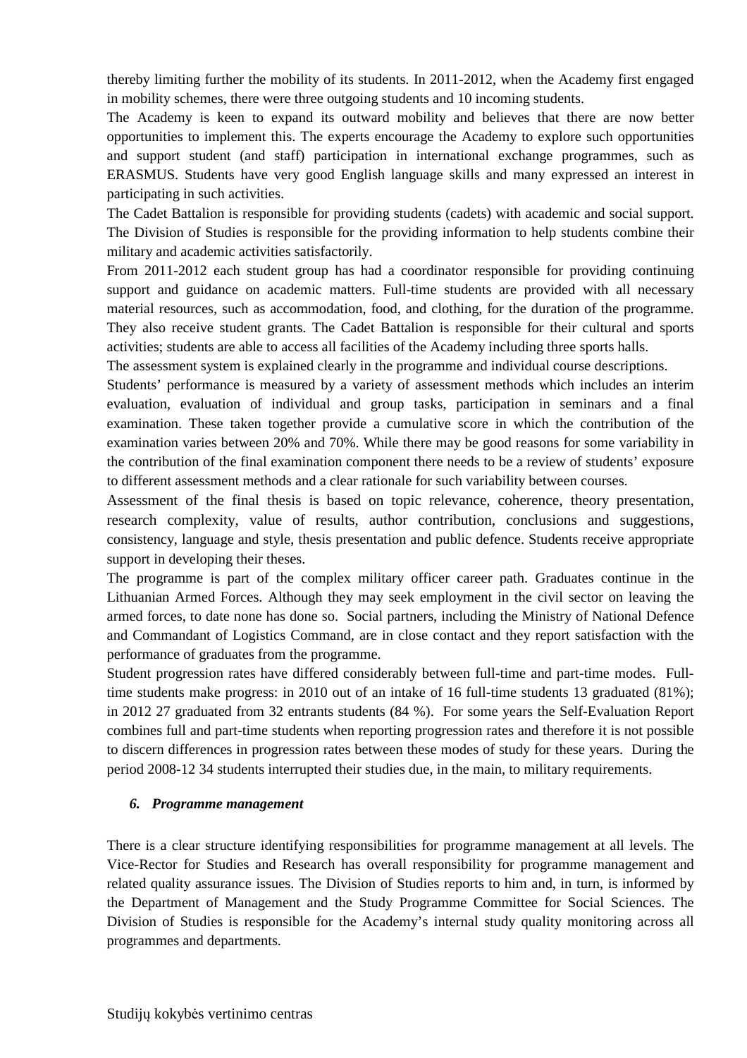thereby limiting further the mobility of its students. In 2011-2012, when the Academy first engaged in mobility schemes, there were three outgoing students and 10 incoming students.

The Academy is keen to expand its outward mobility and believes that there are now better opportunities to implement this. The experts encourage the Academy to explore such opportunities and support student (and staff) participation in international exchange programmes, such as ERASMUS. Students have very good English language skills and many expressed an interest in participating in such activities.

The Cadet Battalion is responsible for providing students (cadets) with academic and social support. The Division of Studies is responsible for the providing information to help students combine their military and academic activities satisfactorily.

From 2011-2012 each student group has had a coordinator responsible for providing continuing support and guidance on academic matters. Full-time students are provided with all necessary material resources, such as accommodation, food, and clothing, for the duration of the programme. They also receive student grants. The Cadet Battalion is responsible for their cultural and sports activities; students are able to access all facilities of the Academy including three sports halls.

The assessment system is explained clearly in the programme and individual course descriptions.

Students' performance is measured by a variety of assessment methods which includes an interim evaluation, evaluation of individual and group tasks, participation in seminars and a final examination. These taken together provide a cumulative score in which the contribution of the examination varies between 20% and 70%. While there may be good reasons for some variability in the contribution of the final examination component there needs to be a review of students' exposure to different assessment methods and a clear rationale for such variability between courses.

Assessment of the final thesis is based on topic relevance, coherence, theory presentation, research complexity, value of results, author contribution, conclusions and suggestions, consistency, language and style, thesis presentation and public defence. Students receive appropriate support in developing their theses.

The programme is part of the complex military officer career path. Graduates continue in the Lithuanian Armed Forces. Although they may seek employment in the civil sector on leaving the armed forces, to date none has done so. Social partners, including the Ministry of National Defence and Commandant of Logistics Command, are in close contact and they report satisfaction with the performance of graduates from the programme.

Student progression rates have differed considerably between full-time and part-time modes. Full-time students make progress: in 2010 out of an intake of 16 full-time students 13 graduated (81%); in 2012 27 graduated from 32 entrants students (84 %). For some years the Self-Evaluation Report combines full and part-time students when reporting progression rates and therefore it is not possible to discern differences in progression rates between these modes of study for these years. During the period 2008-12 34 students interrupted their studies due, in the main, to military requirements.

### *6. Programme management*

There is a clear structure identifying responsibilities for programme management at all levels. The Vice-Rector for Studies and Research has overall responsibility for programme management and related quality assurance issues. The Division of Studies reports to him and, in turn, is informed by the Department of Management and the Study Programme Committee for Social Sciences. The Division of Studies is responsible for the Academy's internal study quality monitoring across all programmes and departments.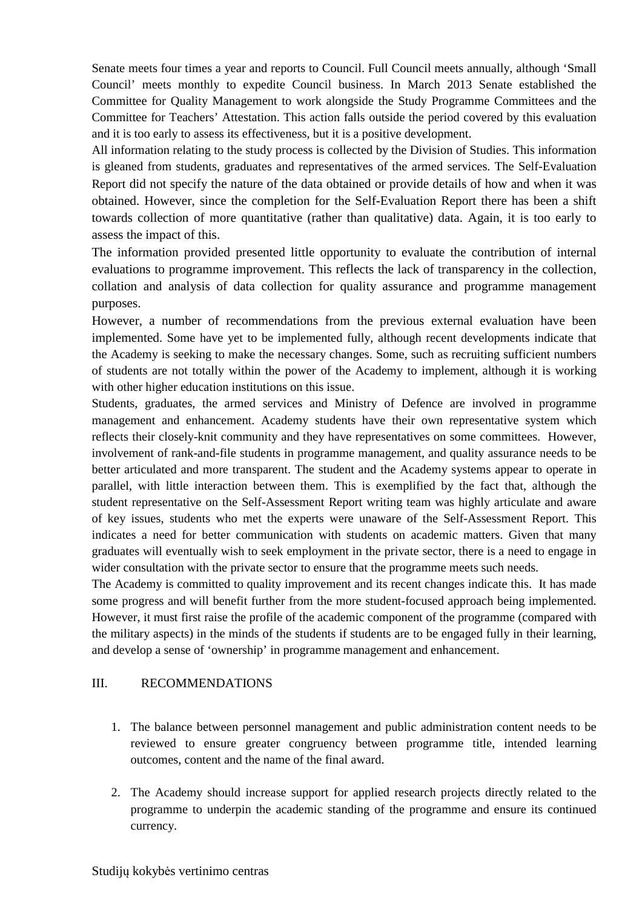Senate meets four times a year and reports to Council. Full Council meets annually, although 'Small Council' meets monthly to expedite Council business. In March 2013 Senate established the Committee for Quality Management to work alongside the Study Programme Committees and the Committee for Teachers' Attestation. This action falls outside the period covered by this evaluation and it is too early to assess its effectiveness, but it is a positive development.

All information relating to the study process is collected by the Division of Studies. This information is gleaned from students, graduates and representatives of the armed services. The Self-Evaluation Report did not specify the nature of the data obtained or provide details of how and when it was obtained. However, since the completion for the Self-Evaluation Report there has been a shift towards collection of more quantitative (rather than qualitative) data. Again, it is too early to assess the impact of this.

The information provided presented little opportunity to evaluate the contribution of internal evaluations to programme improvement. This reflects the lack of transparency in the collection, collation and analysis of data collection for quality assurance and programme management purposes.

However, a number of recommendations from the previous external evaluation have been implemented. Some have yet to be implemented fully, although recent developments indicate that the Academy is seeking to make the necessary changes. Some, such as recruiting sufficient numbers of students are not totally within the power of the Academy to implement, although it is working with other higher education institutions on this issue.

Students, graduates, the armed services and Ministry of Defence are involved in programme management and enhancement. Academy students have their own representative system which reflects their closely-knit community and they have representatives on some committees. However, involvement of rank-and-file students in programme management, and quality assurance needs to be better articulated and more transparent. The student and the Academy systems appear to operate in parallel, with little interaction between them. This is exemplified by the fact that, although the student representative on the Self-Assessment Report writing team was highly articulate and aware of key issues, students who met the experts were unaware of the Self-Assessment Report. This indicates a need for better communication with students on academic matters. Given that many graduates will eventually wish to seek employment in the private sector, there is a need to engage in wider consultation with the private sector to ensure that the programme meets such needs.

The Academy is committed to quality improvement and its recent changes indicate this. It has made some progress and will benefit further from the more student-focused approach being implemented. However, it must first raise the profile of the academic component of the programme (compared with the military aspects) in the minds of the students if students are to be engaged fully in their learning, and develop a sense of 'ownership' in programme management and enhancement.

## III. RECOMMENDATIONS

1. The balance between personnel management and public administration content needs to be reviewed to ensure greater congruency between programme title, intended learning outcomes, content and the name of the final award.

2. The Academy should increase support for applied research projects directly related to the programme to underpin the academic standing of the programme and ensure its continued currency.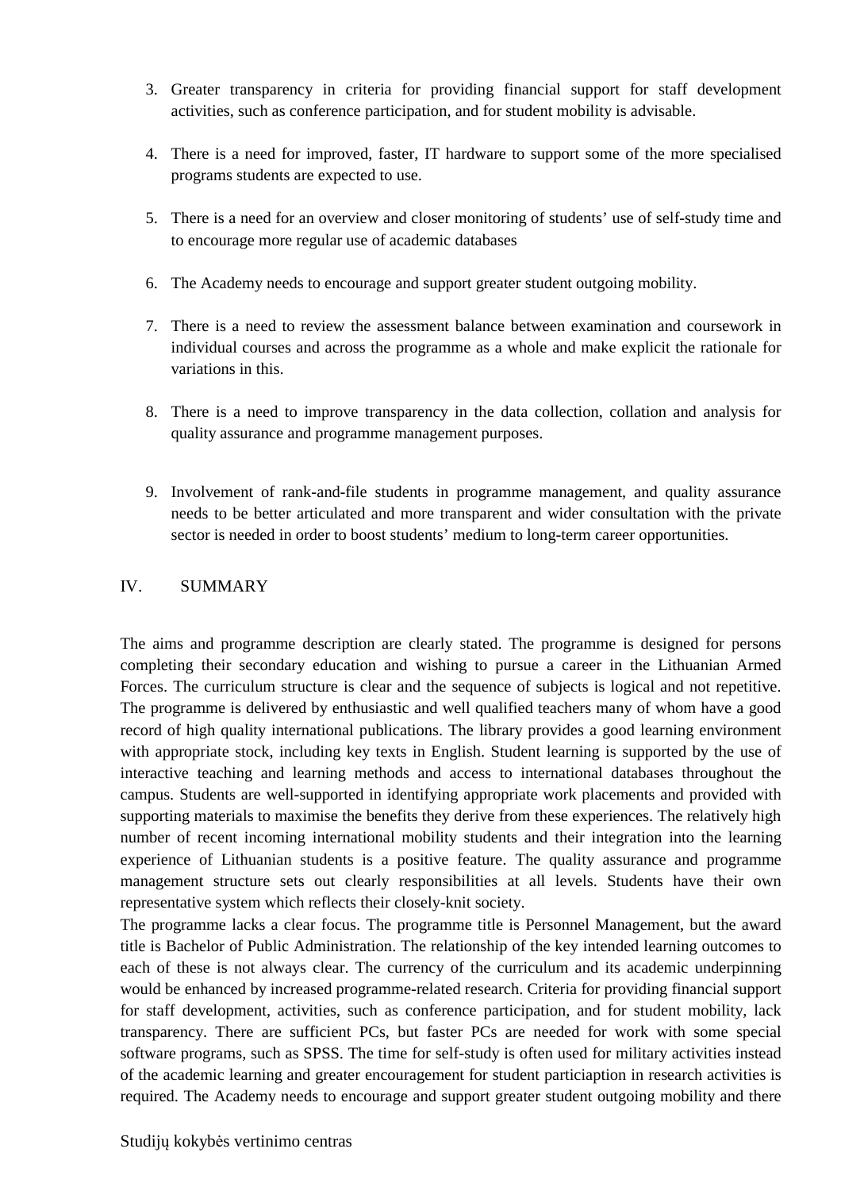3. Greater transparency in criteria for providing financial support for staff development activities, such as conference participation, and for student mobility is advisable.

4. There is a need for improved, faster, IT hardware to support some of the more specialised programs students are expected to use.

5. There is a need for an overview and closer monitoring of students' use of self-study time and to encourage more regular use of academic databases

6. The Academy needs to encourage and support greater student outgoing mobility.

7. There is a need to review the assessment balance between examination and coursework in individual courses and across the programme as a whole and make explicit the rationale for variations in this.

8. There is a need to improve transparency in the data collection, collation and analysis for quality assurance and programme management purposes.

9. Involvement of rank-and-file students in programme management, and quality assurance needs to be better articulated and more transparent and wider consultation with the private sector is needed in order to boost students' medium to long-term career opportunities.

## IV. SUMMARY

The aims and programme description are clearly stated. The programme is designed for persons completing their secondary education and wishing to pursue a career in the Lithuanian Armed Forces. The curriculum structure is clear and the sequence of subjects is logical and not repetitive. The programme is delivered by enthusiastic and well qualified teachers many of whom have a good record of high quality international publications. The library provides a good learning environment with appropriate stock, including key texts in English. Student learning is supported by the use of interactive teaching and learning methods and access to international databases throughout the campus. Students are well-supported in identifying appropriate work placements and provided with supporting materials to maximise the benefits they derive from these experiences. The relatively high number of recent incoming international mobility students and their integration into the learning experience of Lithuanian students is a positive feature. The quality assurance and programme management structure sets out clearly responsibilities at all levels. Students have their own representative system which reflects their closely-knit society.

The programme lacks a clear focus. The programme title is Personnel Management, but the award title is Bachelor of Public Administration. The relationship of the key intended learning outcomes to each of these is not always clear. The currency of the curriculum and its academic underpinning would be enhanced by increased programme-related research. Criteria for providing financial support for staff development, activities, such as conference participation, and for student mobility, lack transparency. There are sufficient PCs, but faster PCs are needed for work with some special software programs, such as SPSS. The time for self-study is often used for military activities instead of the academic learning and greater encouragement for student particiaption in research activities is required. The Academy needs to encourage and support greater student outgoing mobility and there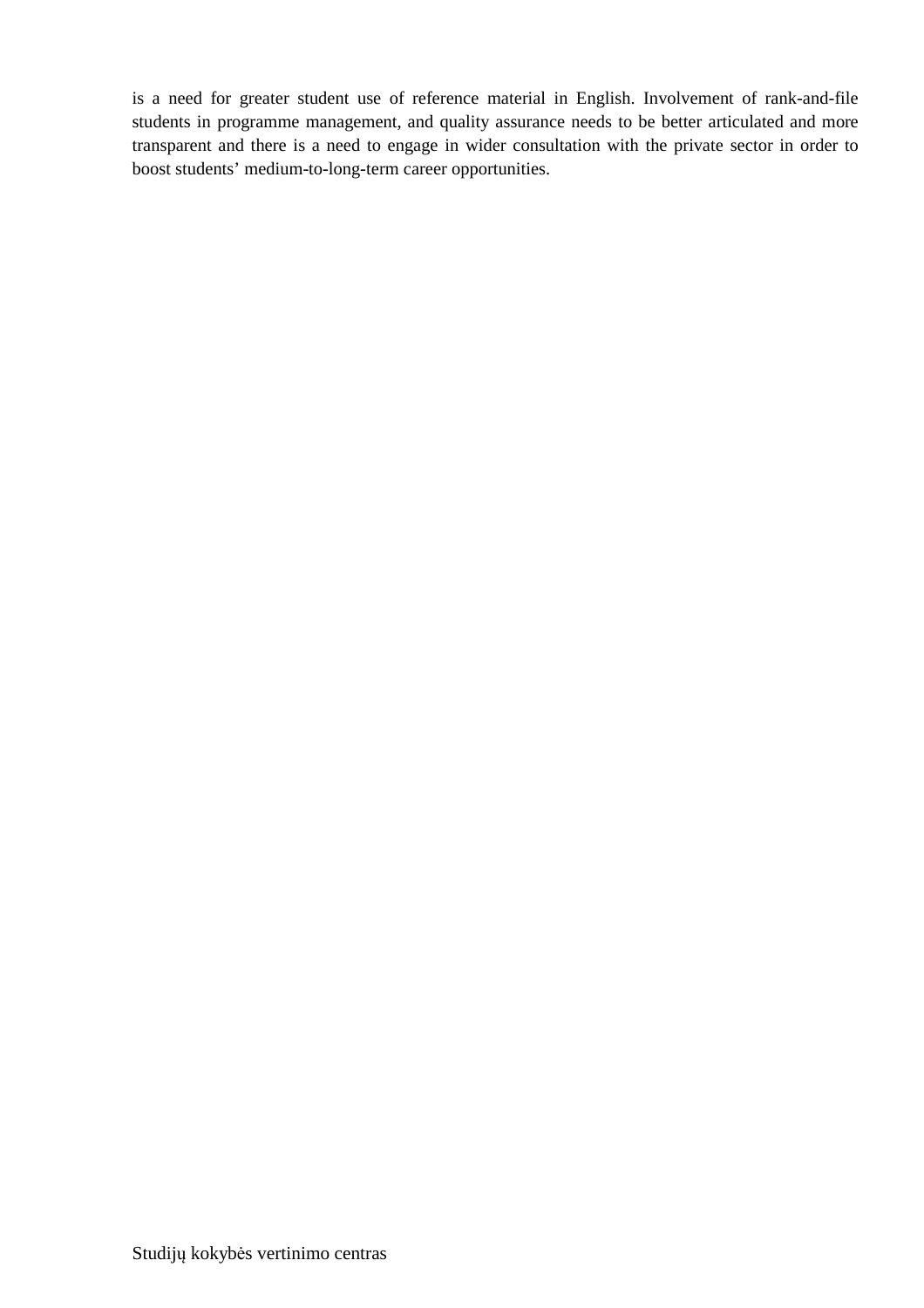is a need for greater student use of reference material in English. Involvement of rank-and-file students in programme management, and quality assurance needs to be better articulated and more transparent and there is a need to engage in wider consultation with the private sector in order to boost students' medium-to-long-term career opportunities.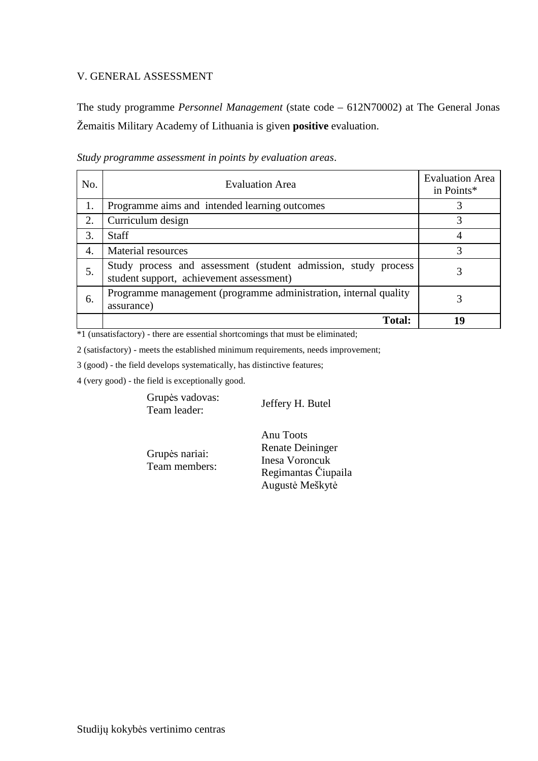## V. GENERAL ASSESSMENT

The study programme *Personnel Management* (state code – 612N70002) at The General Jonas Žemaitis Military Academy of Lithuania is given **positive** evaluation.

*Study programme assessment in points by evaluation areas*.

| No. | Evaluation Area | Evaluation Area in Points* |
|---|---|---|
| 1. | Programme aims and intended learning outcomes | 3 |
| 2. | Curriculum design | 3 |
| 3. | Staff | 4 |
| 4. | Material resources | 3 |
| 5. | Study process and assessment (student admission, study process student support, achievement assessment) | 3 |
| 6. | Programme management (programme administration, internal quality assurance) | 3 |
| | **Total:** | **19** |

*1 (unsatisfactory) - there are essential shortcomings that must be eliminated;

2 (satisfactory) - meets the established minimum requirements, needs improvement;

3 (good) - the field develops systematically, has distinctive features;

4 (very good) - the field is exceptionally good.

| | |
|---|---|
| Grupės vadovas: Team leader: | Jeffery H. Butel |
| Grupės nariai: Team members: | Anu Toots<br>Renate Deininger<br>Inesa Voroncuk<br>Regimantas Čiupaila<br>Augustė Meškytė |

Studijų kokybės vertinimo centras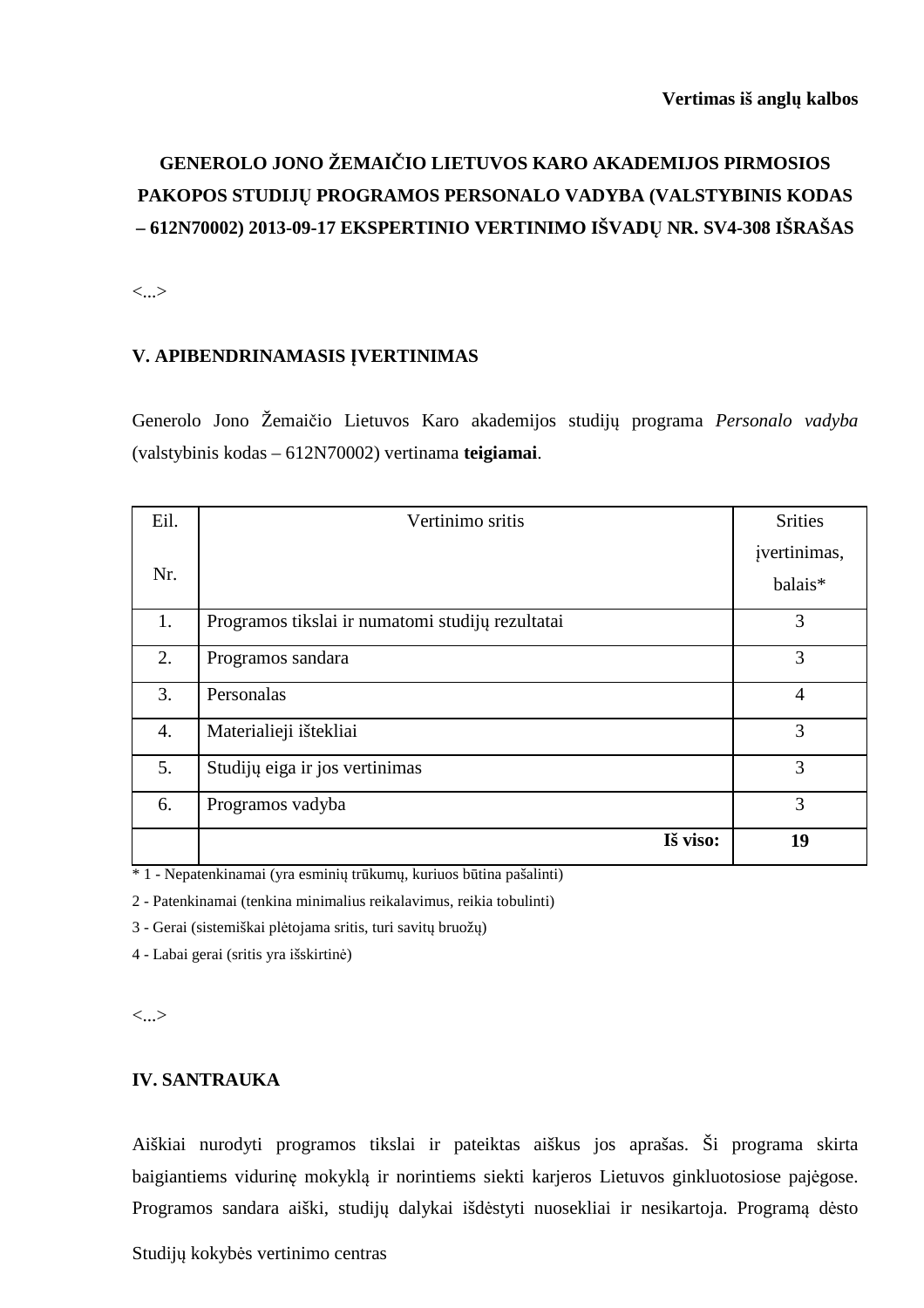**Vertimas iš anglų kalbos**

**GENEROLO JONO ŽEMAIČIO LIETUVOS KARO AKADEMIJOS PIRMOSIOS PAKOPOS STUDIJŲ PROGRAMOS PERSONALO VADYBA (VALSTYBINIS KODAS – 612N70002) 2013-09-17 EKSPERTINIO VERTINIMO IŠVADŲ NR. SV4-308 IŠRAŠAS**

<...>

## V. APIBENDRINAMASIS ĮVERTINIMAS

Generolo Jono Žemaičio Lietuvos Karo akademijos studijų programa *Personalo vadyba* (valstybinis kodas – 612N70002) vertinama **teigiamai**.

| Eil. Nr. | Vertinimo sritis | Srities įvertinimas, balais* |
|---|---|---|
| 1. | Programos tikslai ir numatomi studijų rezultatai | 3 |
| 2. | Programos sandara | 3 |
| 3. | Personalas | 4 |
| 4. | Materialieji ištekliai | 3 |
| 5. | Studijų eiga ir jos vertinimas | 3 |
| 6. | Programos vadyba | 3 |
| | **Iš viso:** | **19** |

\* 1 - Nepatenkinamai (yra esminių trūkumų, kuriuos būtina pašalinti)

2 - Patenkinamai (tenkina minimalius reikalavimus, reikia tobulinti)

3 - Gerai (sistemiškai plėtojama sritis, turi savitų bruožų)

4 - Labai gerai (sritis yra išskirtinė)

<...>

## IV. SANTRAUKA

Aiškiai nurodyti programos tikslai ir pateiktas aiškus jos aprašas. Ši programa skirta baigiantiems vidurinę mokyklą ir norintiems siekti karjeros Lietuvos ginkluotosiose pajėgose. Programos sandara aiški, studijų dalykai išdėstyti nuosekliai ir nesikartoja. Programą dėsto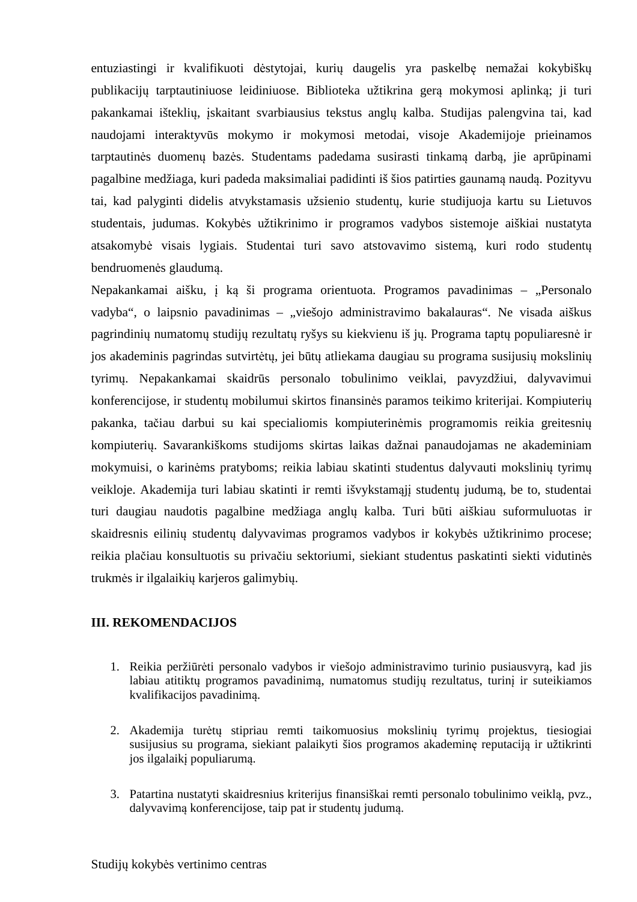entuziastingi ir kvalifikuoti dėstytojai, kurių daugelis yra paskelbę nemažai kokybiškų publikacijų tarptautiniuose leidiniuose. Biblioteka užtikrina gerą mokymosi aplinką; ji turi pakankamai išteklių, įskaitant svarbiausius tekstus anglų kalba. Studijas palengvina tai, kad naudojami interaktyvūs mokymo ir mokymosi metodai, visoje Akademijoje prieinamos tarptautinės duomenų bazės. Studentams padedama susirasti tinkamą darbą, jie aprūpinami pagalbine medžiaga, kuri padeda maksimaliai padidinti iš šios patirties gaunamą naudą. Pozityvu tai, kad palyginti didelis atvykstamasis užsienio studentų, kurie studijuoja kartu su Lietuvos studentais, judumas. Kokybės užtikrinimo ir programos vadybos sistemoje aiškiai nustatyta atsakomybė visais lygiais. Studentai turi savo atstovavimo sistemą, kuri rodo studentų bendruomenės glaudumą.

Nepakankamai aišku, į ką ši programa orientuota. Programos pavadinimas – „Personalo vadyba“, o laipsnio pavadinimas – „viešojo administravimo bakalauras“. Ne visada aiškus pagrindinių numatomų studijų rezultatų ryšys su kiekvienu iš jų. Programa taptų populiaresnė ir jos akademinis pagrindas sutvirtėtų, jei būtų atliekama daugiau su programa susijusių mokslinių tyrimų. Nepakankamai skaidrūs personalo tobulinimo veiklai, pavyzdžiui, dalyvavimui konferencijose, ir studentų mobilumui skirtos finansinės paramos teikimo kriterijai. Kompiuterių pakanka, tačiau darbui su kai specialiomis kompiuterinėmis programomis reikia greitesnių kompiuterių. Savarankiškoms studijoms skirtas laikas dažnai panaudojamas ne akademiniam mokymuisi, o karinėms pratyboms; reikia labiau skatinti studentus dalyvauti mokslinių tyrimų veikloje. Akademija turi labiau skatinti ir remti išvykstamąjį studentų judumą, be to, studentai turi daugiau naudotis pagalbine medžiaga anglų kalba. Turi būti aiškiau suformuluotas ir skaidresnis eilinių studentų dalyvavimas programos vadybos ir kokybės užtikrinimo procese; reikia plačiau konsultuotis su privačiu sektoriumi, siekiant studentus paskatinti siekti vidutinės trukmės ir ilgalaikių karjeros galimybių.

## III. REKOMENDACIJOS

1. Reikia peržiūrėti personalo vadybos ir viešojo administravimo turinio pusiausvyrą, kad jis labiau atitiktų programos pavadinimą, numatomus studijų rezultatus, turinį ir suteikiamos kvalifikacijos pavadinimą.

2. Akademija turėtų stipriau remti taikomuosius mokslinių tyrimų projektus, tiesiogiai susijusius su programa, siekiant palaikyti šios programos akademinę reputaciją ir užtikrinti jos ilgalaikį populiarumą.

3. Patartina nustatyti skaidresnius kriterijus finansiškai remti personalo tobulinimo veiklą, pvz., dalyvavimą konferencijose, taip pat ir studentų judumą.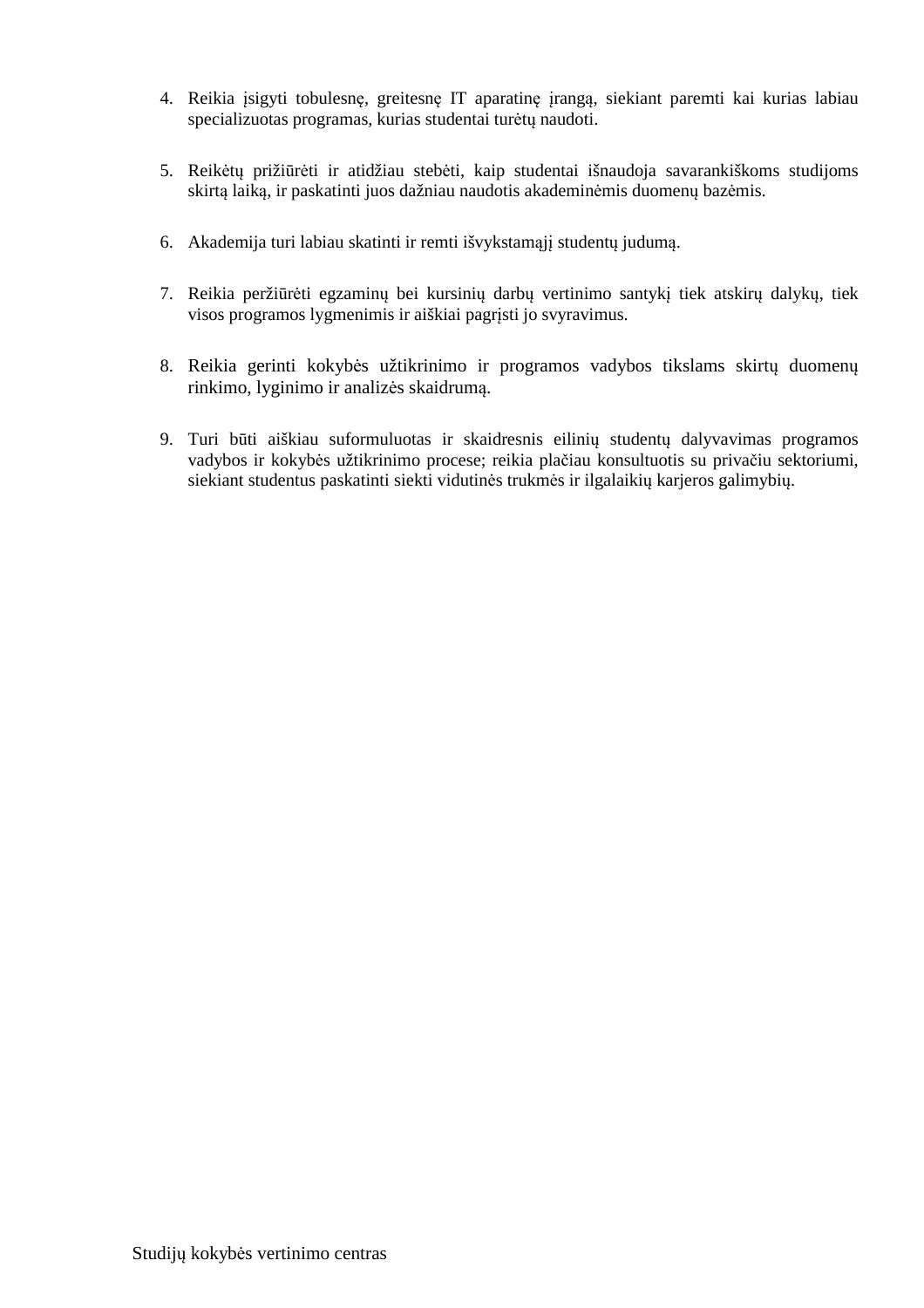4. Reikia įsigyti tobulesnę, greitesnę IT aparatinę įrangą, siekiant paremti kai kurias labiau specializuotas programas, kurias studentai turėtų naudoti.

5. Reikėtų prižiūrėti ir atidžiau stebėti, kaip studentai išnaudoja savarankiškoms studijoms skirtą laiką, ir paskatinti juos dažniau naudotis akademinėmis duomenų bazėmis.

6. Akademija turi labiau skatinti ir remti išvykstamąjį studentų judumą.

7. Reikia peržiūrėti egzaminų bei kursinių darbų vertinimo santykį tiek atskirų dalykų, tiek visos programos lygmenimis ir aiškiai pagrįsti jo svyravimus.

8. Reikia gerinti kokybės užtikrinimo ir programos vadybos tikslams skirtų duomenų rinkimo, lyginimo ir analizės skaidrumą.

9. Turi būti aiškiau suformuluotas ir skaidresnis eilinių studentų dalyvavimas programos vadybos ir kokybės užtikrinimo procese; reikia plačiau konsultuotis su privačiu sektoriumi, siekiant studentus paskatinti siekti vidutinės trukmės ir ilgalaikių karjeros galimybių.